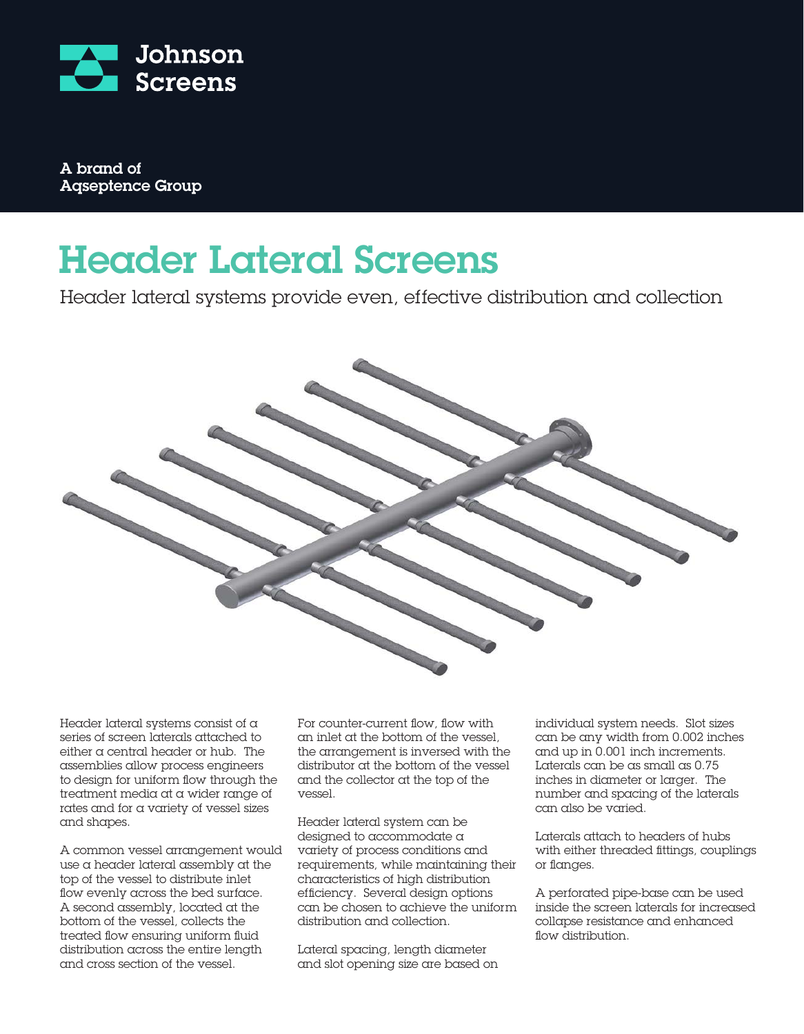Johnson Screens

A brand of Aqseptence Group

# Header Lateral Screens

Header lateral systems provide even, effective distribution and collection

Header lateral systems consist of a series of screen laterals attached to either a central header or hub. The assemblies allow process engineers to design for uniform flow through the treatment media at a wider range of rates and for a variety of vessel sizes and shapes.

A common vessel arrangement would use a header lateral assembly at the top of the vessel to distribute inlet flow evenly across the bed surface. A second assembly, located at the bottom of the vessel, collects the treated flow ensuring uniform fluid distribution across the entire length and cross section of the vessel.

For counter-current flow, flow with an inlet at the bottom of the vessel, the arrangement is inversed with the distributor at the bottom of the vessel and the collector at the top of the vessel.

Header lateral system can be designed to accommodate a variety of process conditions and requirements, while maintaining their characteristics of high distribution efficiency. Several design options can be chosen to achieve the uniform distribution and collection.

Lateral spacing, length diameter and slot opening size are based on individual system needs. Slot sizes can be any width from 0.002 inches and up in 0.001 inch increments. Laterals can be as small as 0.75 inches in diameter or larger. The number and spacing of the laterals can also be varied.

Laterals attach to headers of hubs with either threaded fittings, couplings or flanges.

A perforated pipe-base can be used inside the screen laterals for increased collapse resistance and enhanced flow distribution.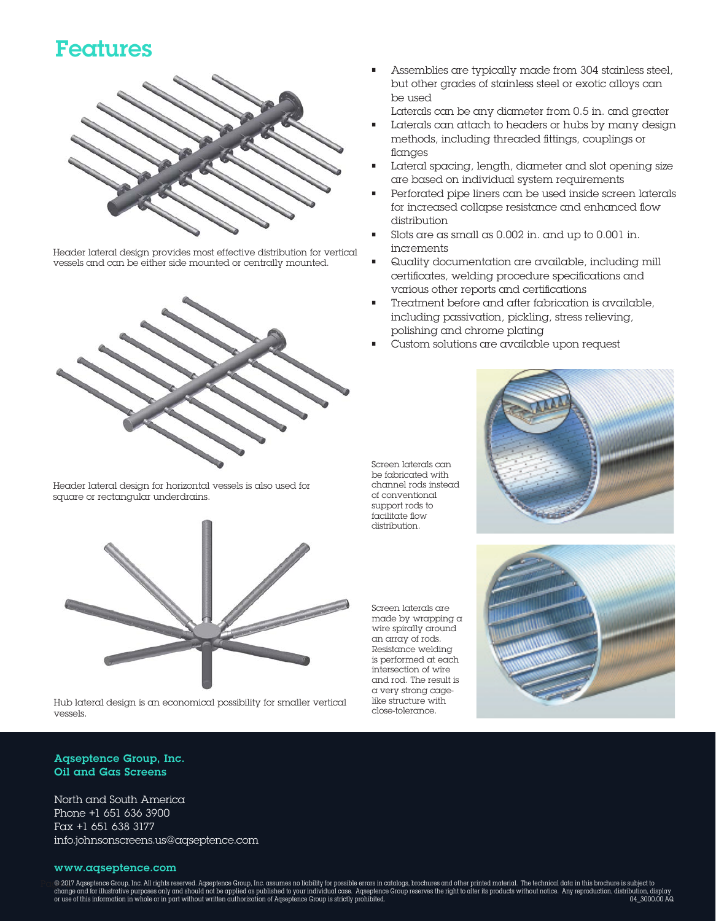# Features

Header lateral design provides most effective distribution for vertical vessels and can be either side mounted or centrally mounted.

Header lateral design for horizontal vessels is also used for square or rectangular underdrains.

Hub lateral design is an economical possibility for smaller vertical vessels.

- Assemblies are typically made from 304 stainless steel, but other grades of stainless steel or exotic alloys can be used

  Laterals can be any diameter from 0.5 in. and greater
- Laterals can attach to headers or hubs by many design methods, including threaded fittings, couplings or flanges
- Lateral spacing, length, diameter and slot opening size are based on individual system requirements
- Perforated pipe liners can be used inside screen laterals for increased collapse resistance and enhanced flow distribution
- Slots are as small as 0.002 in. and up to 0.001 in. increments
- Quality documentation are available, including mill certificates, welding procedure specifications and various other reports and certifications
- Treatment before and after fabrication is available, including passivation, pickling, stress relieving, polishing and chrome plating
- Custom solutions are available upon request

Screen laterals can be fabricated with channel rods instead of conventional support rods to facilitate flow distribution.

Screen laterals are made by wrapping a wire spirally around an array of rods. Resistance welding is performed at each intersection of wire and rod. The result is a very strong cage-like structure with close-tolerance.

**Aqseptence Group, Inc.**
**Oil and Gas Screens**

North and South America
Phone +1 651 636 3900
Fax +1 651 638 3177
info.johnsonscreens.us@aqseptence.com

**www.aqseptence.com**

© 2017 Aqseptence Group, Inc. All rights reserved. Aqseptence Group, Inc. assumes no liability for possible errors in catalogs, brochures and other printed material. The technical data in this brochure is subject to change and for illustrative purposes only and should not be applied as published to your individual case. Aqseptence Group reserves the right to alter its products without notice. Any reproduction, distribution, display or use of this information in whole or in part without written authorization of Aqseptence Group is strictly prohibited. 04_3000.00 AQ